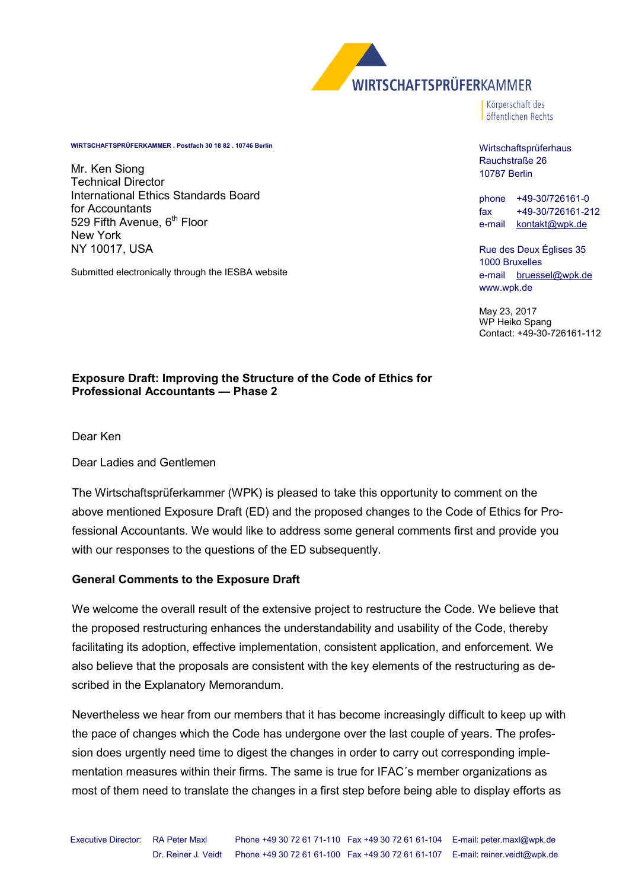WIRTSCHAFTSPRÜFERKAMMER

Körperschaft des öffentlichen Rechts

WIRTSCHAFTSPRÜFERKAMMER . Postfach 30 18 82 . 10746 Berlin

Mr. Ken Siong
Technical Director
International Ethics Standards Board
for Accountants
529 Fifth Avenue, 6th Floor
New York
NY 10017, USA

Submitted electronically through the IESBA website

Wirtschaftsprüferhaus
Rauchstraße 26
10787 Berlin

phone +49-30/726161-0
fax +49-30/726161-212
e-mail kontakt@wpk.de

Rue des Deux Églises 35
1000 Bruxelles
e-mail bruessel@wpk.de
www.wpk.de

May 23, 2017
WP Heiko Spang
Contact: +49-30-726161-112

**Exposure Draft: Improving the Structure of the Code of Ethics for Professional Accountants — Phase 2**

Dear Ken

Dear Ladies and Gentlemen

The Wirtschaftsprüferkammer (WPK) is pleased to take this opportunity to comment on the above mentioned Exposure Draft (ED) and the proposed changes to the Code of Ethics for Professional Accountants. We would like to address some general comments first and provide you with our responses to the questions of the ED subsequently.

**General Comments to the Exposure Draft**

We welcome the overall result of the extensive project to restructure the Code. We believe that the proposed restructuring enhances the understandability and usability of the Code, thereby facilitating its adoption, effective implementation, consistent application, and enforcement. We also believe that the proposals are consistent with the key elements of the restructuring as described in the Explanatory Memorandum.

Nevertheless we hear from our members that it has become increasingly difficult to keep up with the pace of changes which the Code has undergone over the last couple of years. The profession does urgently need time to digest the changes in order to carry out corresponding implementation measures within their firms. The same is true for IFAC´s member organizations as most of them need to translate the changes in a first step before being able to display efforts as

Executive Director: RA Peter Maxl Phone +49 30 72 61 71-110 Fax +49 30 72 61 61-104 E-mail: peter.maxl@wpk.de
Dr. Reiner J. Veidt Phone +49 30 72 61 61-100 Fax +49 30 72 61 61-107 E-mail: reiner.veidt@wpk.de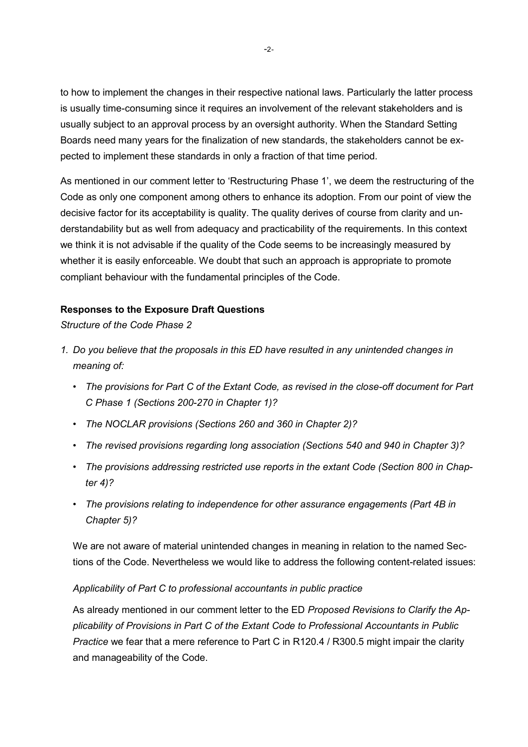to how to implement the changes in their respective national laws. Particularly the latter process is usually time-consuming since it requires an involvement of the relevant stakeholders and is usually subject to an approval process by an oversight authority. When the Standard Setting Boards need many years for the finalization of new standards, the stakeholders cannot be expected to implement these standards in only a fraction of that time period.

As mentioned in our comment letter to 'Restructuring Phase 1', we deem the restructuring of the Code as only one component among others to enhance its adoption. From our point of view the decisive factor for its acceptability is quality. The quality derives of course from clarity and understandability but as well from adequacy and practicability of the requirements. In this context we think it is not advisable if the quality of the Code seems to be increasingly measured by whether it is easily enforceable. We doubt that such an approach is appropriate to promote compliant behaviour with the fundamental principles of the Code.

**Responses to the Exposure Draft Questions**

*Structure of the Code Phase 2*

1. *Do you believe that the proposals in this ED have resulted in any unintended changes in meaning of:*
   - *The provisions for Part C of the Extant Code, as revised in the close-off document for Part C Phase 1 (Sections 200-270 in Chapter 1)?*
   - *The NOCLAR provisions (Sections 260 and 360 in Chapter 2)?*
   - *The revised provisions regarding long association (Sections 540 and 940 in Chapter 3)?*
   - *The provisions addressing restricted use reports in the extant Code (Section 800 in Chapter 4)?*
   - *The provisions relating to independence for other assurance engagements (Part 4B in Chapter 5)?*

   We are not aware of material unintended changes in meaning in relation to the named Sections of the Code. Nevertheless we would like to address the following content-related issues:

   *Applicability of Part C to professional accountants in public practice*

   As already mentioned in our comment letter to the ED *Proposed Revisions to Clarify the Applicability of Provisions in Part C of the Extant Code to Professional Accountants in Public Practice* we fear that a mere reference to Part C in R120.4 / R300.5 might impair the clarity and manageability of the Code.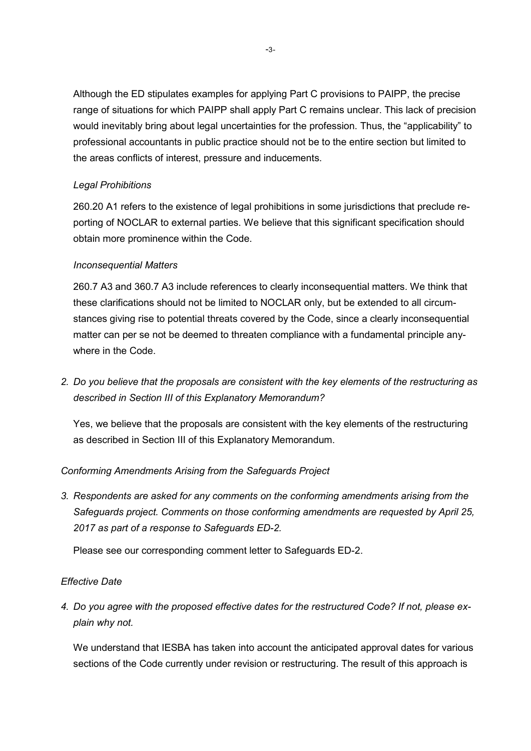Although the ED stipulates examples for applying Part C provisions to PAIPP, the precise range of situations for which PAIPP shall apply Part C remains unclear. This lack of precision would inevitably bring about legal uncertainties for the profession. Thus, the "applicability" to professional accountants in public practice should not be to the entire section but limited to the areas conflicts of interest, pressure and inducements.

*Legal Prohibitions*

260.20 A1 refers to the existence of legal prohibitions in some jurisdictions that preclude reporting of NOCLAR to external parties. We believe that this significant specification should obtain more prominence within the Code.

*Inconsequential Matters*

260.7 A3 and 360.7 A3 include references to clearly inconsequential matters. We think that these clarifications should not be limited to NOCLAR only, but be extended to all circumstances giving rise to potential threats covered by the Code, since a clearly inconsequential matter can per se not be deemed to threaten compliance with a fundamental principle anywhere in the Code.

2. *Do you believe that the proposals are consistent with the key elements of the restructuring as described in Section III of this Explanatory Memorandum?*

   Yes, we believe that the proposals are consistent with the key elements of the restructuring as described in Section III of this Explanatory Memorandum.

*Conforming Amendments Arising from the Safeguards Project*

3. *Respondents are asked for any comments on the conforming amendments arising from the Safeguards project. Comments on those conforming amendments are requested by April 25, 2017 as part of a response to Safeguards ED-2.*

   Please see our corresponding comment letter to Safeguards ED-2.

*Effective Date*

4. *Do you agree with the proposed effective dates for the restructured Code? If not, please explain why not.*

   We understand that IESBA has taken into account the anticipated approval dates for various sections of the Code currently under revision or restructuring. The result of this approach is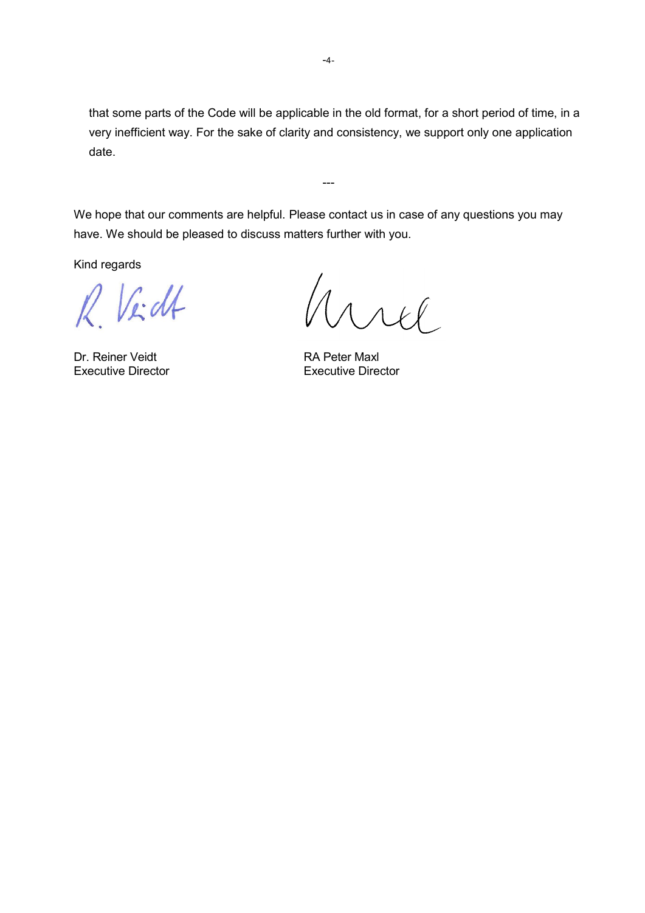that some parts of the Code will be applicable in the old format, for a short period of time, in a very inefficient way. For the sake of clarity and consistency, we support only one application date.

---

We hope that our comments are helpful. Please contact us in case of any questions you may have. We should be pleased to discuss matters further with you.

Kind regards

| | |
|---|---|
| Dr. Reiner Veidt | RA Peter Maxl |
| Executive Director | Executive Director |